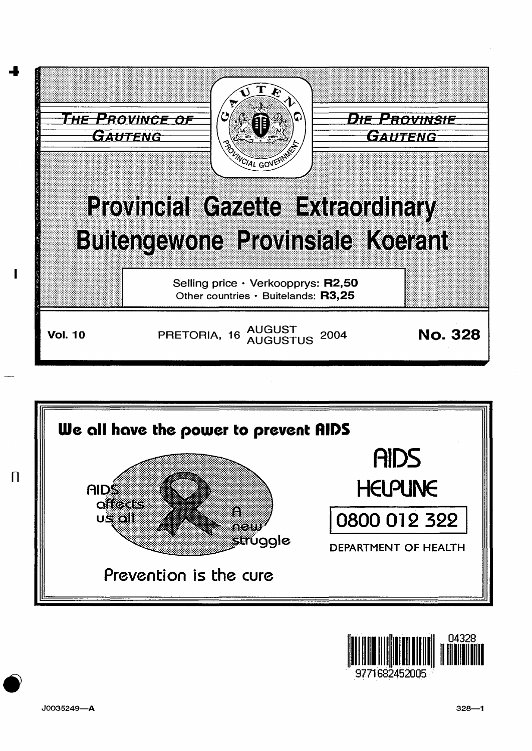THE PROVINCE OF GAUTENG

DIE PROVINSIE GAUTENG

# Provincial Gazette Extraordinary

# Buitengewone Provinsiale Koerant

Selling price · Verkoopprys: **R2,50**
Other countries · Buitelands: **R3,25**

**Vol. 10** PRETORIA, 16 AUGUST / AUGUSTUS 2004 **No. 328**

**We all have the power to prevent AIDS**

AIDS affects us all

A new struggle

Prevention is the cure

AIDS HELPLINE

0800 012 322

DEPARTMENT OF HEALTH

J0035249—A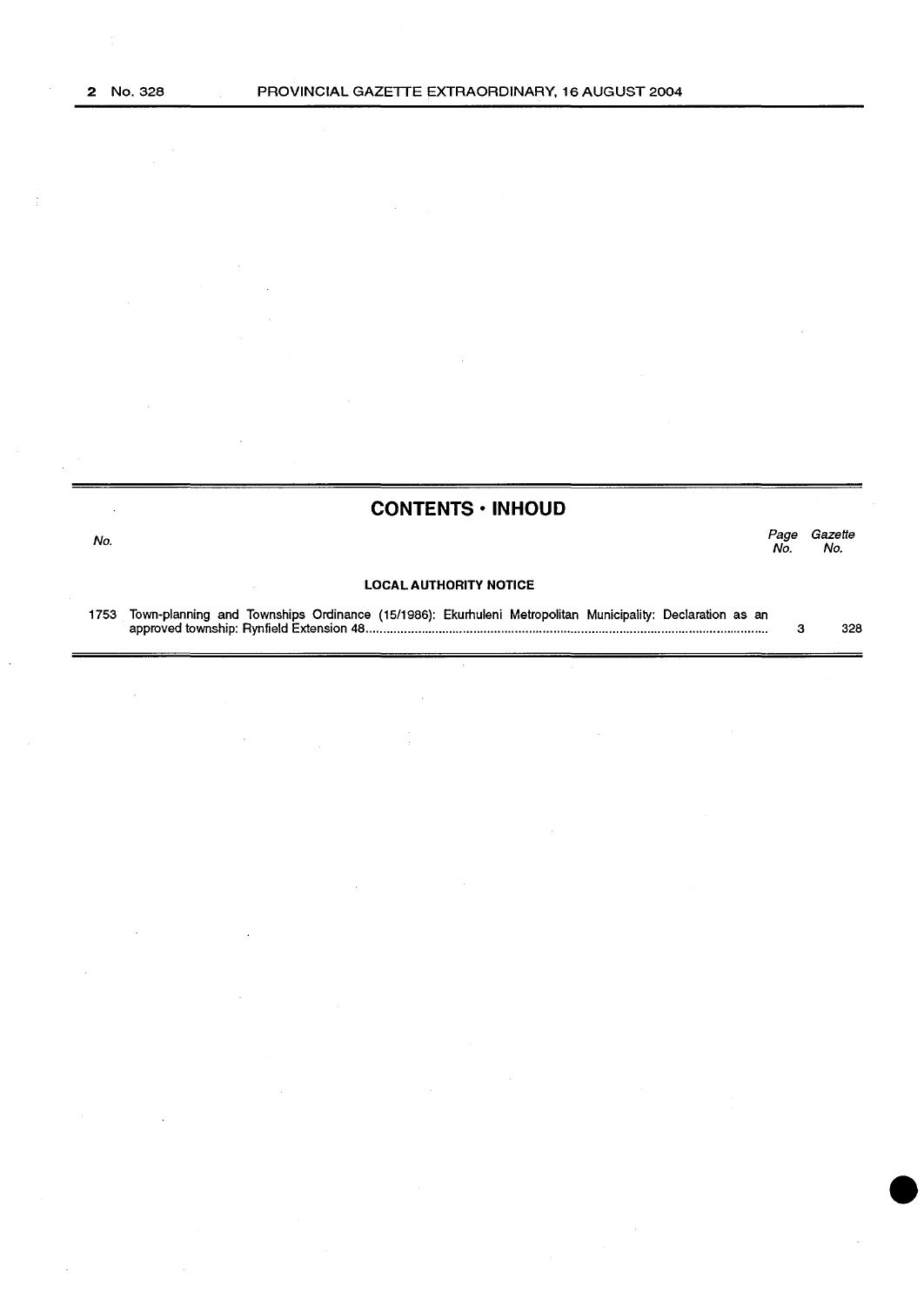## CONTENTS • INHOUD

| No. | | Page No. | Gazette No. |
|---|---|---|---|
| | **LOCAL AUTHORITY NOTICE** | | |
| 1753 | Town-planning and Townships Ordinance (15/1986): Ekurhuleni Metropolitan Municipality: Declaration as an approved township: Rynfield Extension 48 | 3 | 328 |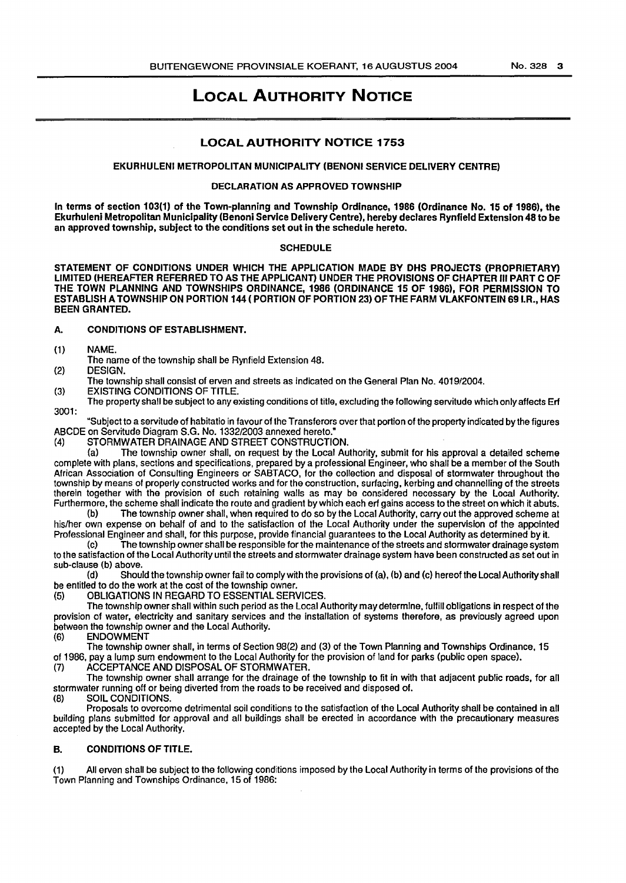# LOCAL AUTHORITY NOTICE

## LOCAL AUTHORITY NOTICE 1753

### EKURHULENI METROPOLITAN MUNICIPALITY (BENONI SERVICE DELIVERY CENTRE)

#### DECLARATION AS APPROVED TOWNSHIP

**In terms of section 103(1) of the Town-planning and Township Ordinance, 1986 (Ordinance No. 15 of 1986), the Ekurhuleni Metropolitan Municipality (Benoni Service Delivery Centre), hereby declares Rynfield Extension 48 to be an approved township, subject to the conditions set out in the schedule hereto.**

#### SCHEDULE

**STATEMENT OF CONDITIONS UNDER WHICH THE APPLICATION MADE BY DHS PROJECTS (PROPRIETARY) LIMITED (HEREAFTER REFERRED TO AS THE APPLICANT) UNDER THE PROVISIONS OF CHAPTER III PART C OF THE TOWN PLANNING AND TOWNSHIPS ORDINANCE, 1986 (ORDINANCE 15 OF 1986), FOR PERMISSION TO ESTABLISH A TOWNSHIP ON PORTION 144 ( PORTION OF PORTION 23) OF THE FARM VLAKFONTEIN 69 I.R., HAS BEEN GRANTED.**

**A. CONDITIONS OF ESTABLISHMENT.**

(1) NAME.

The name of the township shall be Rynfield Extension 48.

(2) DESIGN.

The township shall consist of erven and streets as indicated on the General Plan No. 4019/2004.

(3) EXISTING CONDITIONS OF TITLE.

The property shall be subject to any existing conditions of title, excluding the following servitude which only affects Erf 3001:

"Subject to a servitude of habitatio in favour of the Transferors over that portion of the property indicated by the figures ABCDE on Servitude Diagram S.G. No. 1332/2003 annexed hereto."

(4) STORMWATER DRAINAGE AND STREET CONSTRUCTION.

(a) The township owner shall, on request by the Local Authority, submit for his approval a detailed scheme complete with plans, sections and specifications, prepared by a professional Engineer, who shall be a member of the South African Association of Consulting Engineers or SABTACO, for the collection and disposal of stormwater throughout the township by means of properly constructed works and for the construction, surfacing, kerbing and channelling of the streets therein together with the provision of such retaining walls as may be considered necessary by the Local Authority. Furthermore, the scheme shall indicate the route and gradient by which each erf gains access to the street on which it abuts.

(b) The township owner shall, when required to do so by the Local Authority, carry out the approved scheme at his/her own expense on behalf of and to the satisfaction of the Local Authority under the supervision of the appointed Professional Engineer and shall, for this purpose, provide financial guarantees to the Local Authority as determined by it.

(c) The township owner shall be responsible for the maintenance of the streets and stormwater drainage system to the satisfaction of the Local Authority until the streets and stormwater drainage system have been constructed as set out in sub-clause (b) above.

(d) Should the township owner fail to comply with the provisions of (a), (b) and (c) hereof the Local Authority shall be entitled to do the work at the cost of the township owner.

(5) OBLIGATIONS IN REGARD TO ESSENTIAL SERVICES.

The township owner shall within such period as the Local Authority may determine, fulfill obligations in respect of the provision of water, electricity and sanitary services and the installation of systems therefore, as previously agreed upon between the township owner and the Local Authority.

(6) ENDOWMENT

The township owner shall, in terms of Section 98(2) and (3) of the Town Planning and Townships Ordinance, 15 of 1986, pay a lump sum endowment to the Local Authority for the provision of land for parks (public open space).

(7) ACCEPTANCE AND DISPOSAL OF STORMWATER.

The township owner shall arrange for the drainage of the township to fit in with that adjacent public roads, for all stormwater running off or being diverted from the roads to be received and disposed of.

(8) SOIL CONDITIONS.

Proposals to overcome detrimental soil conditions to the satisfaction of the Local Authority shall be contained in all building plans submitted for approval and all buildings shall be erected in accordance with the precautionary measures accepted by the Local Authority.

**B. CONDITIONS OF TITLE.**

(1) All erven shall be subject to the following conditions imposed by the Local Authority in terms of the provisions of the Town Planning and Townships Ordinance, 15 of 1986: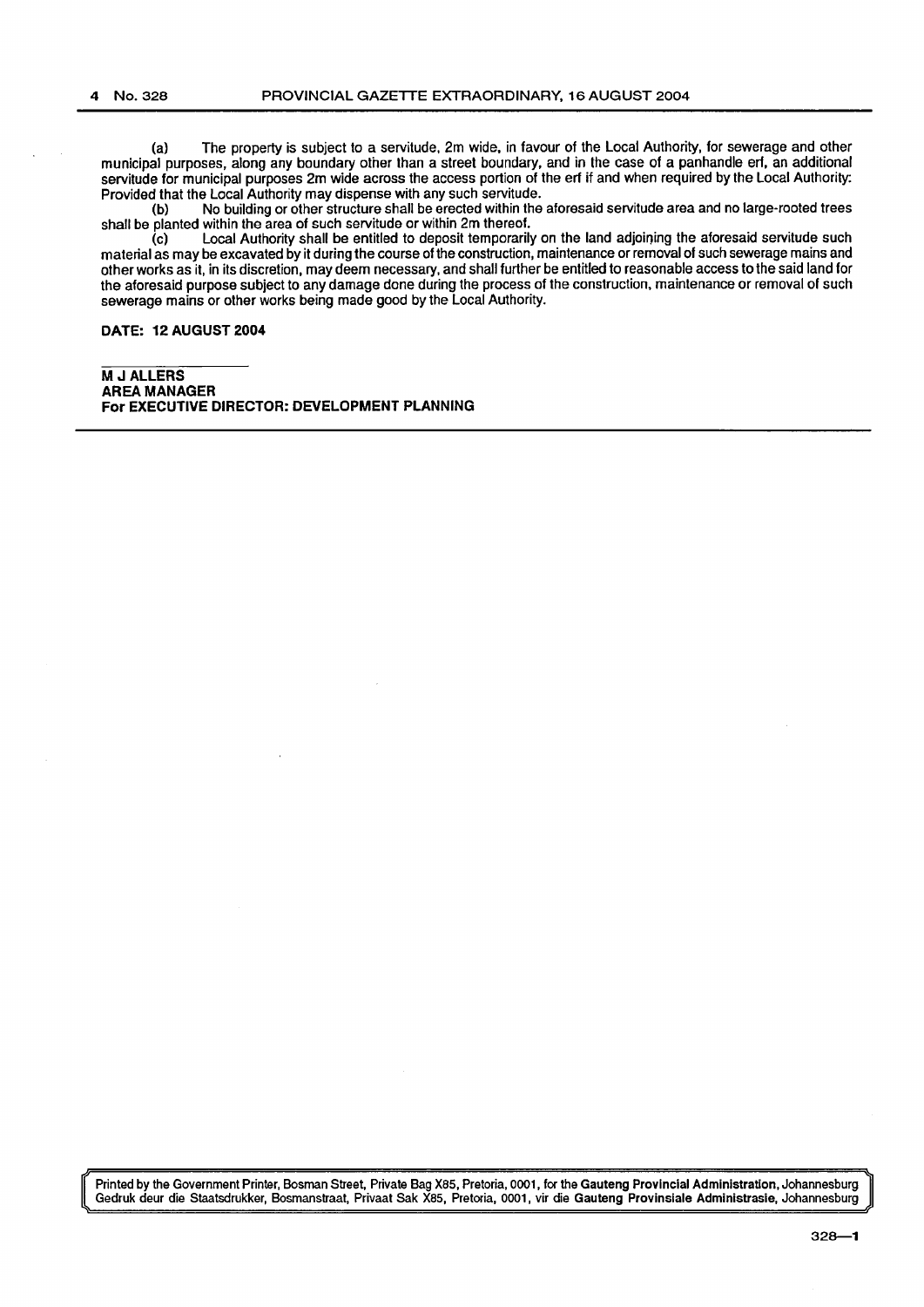(a) The property is subject to a servitude, 2m wide, in favour of the Local Authority, for sewerage and other municipal purposes, along any boundary other than a street boundary, and in the case of a panhandle erf, an additional servitude for municipal purposes 2m wide across the access portion of the erf if and when required by the Local Authority: Provided that the Local Authority may dispense with any such servitude.

(b) No building or other structure shall be erected within the aforesaid servitude area and no large-rooted trees shall be planted within the area of such servitude or within 2m thereof.

(c) Local Authority shall be entitled to deposit temporarily on the land adjoining the aforesaid servitude such material as may be excavated by it during the course of the construction, maintenance or removal of such sewerage mains and other works as it, in its discretion, may deem necessary, and shall further be entitled to reasonable access to the said land for the aforesaid purpose subject to any damage done during the process of the construction, maintenance or removal of such sewerage mains or other works being made good by the Local Authority.

**DATE: 12 AUGUST 2004**

**M J ALLERS**
**AREA MANAGER**
**For EXECUTIVE DIRECTOR: DEVELOPMENT PLANNING**

Printed by the Government Printer, Bosman Street, Private Bag X85, Pretoria, 0001, for the **Gauteng Provincial Administration**, Johannesburg
Gedruk deur die Staatsdrukker, Bosmanstraat, Privaat Sak X85, Pretoria, 0001, vir die **Gauteng Provinsiale Administrasie**, Johannesburg

328—1